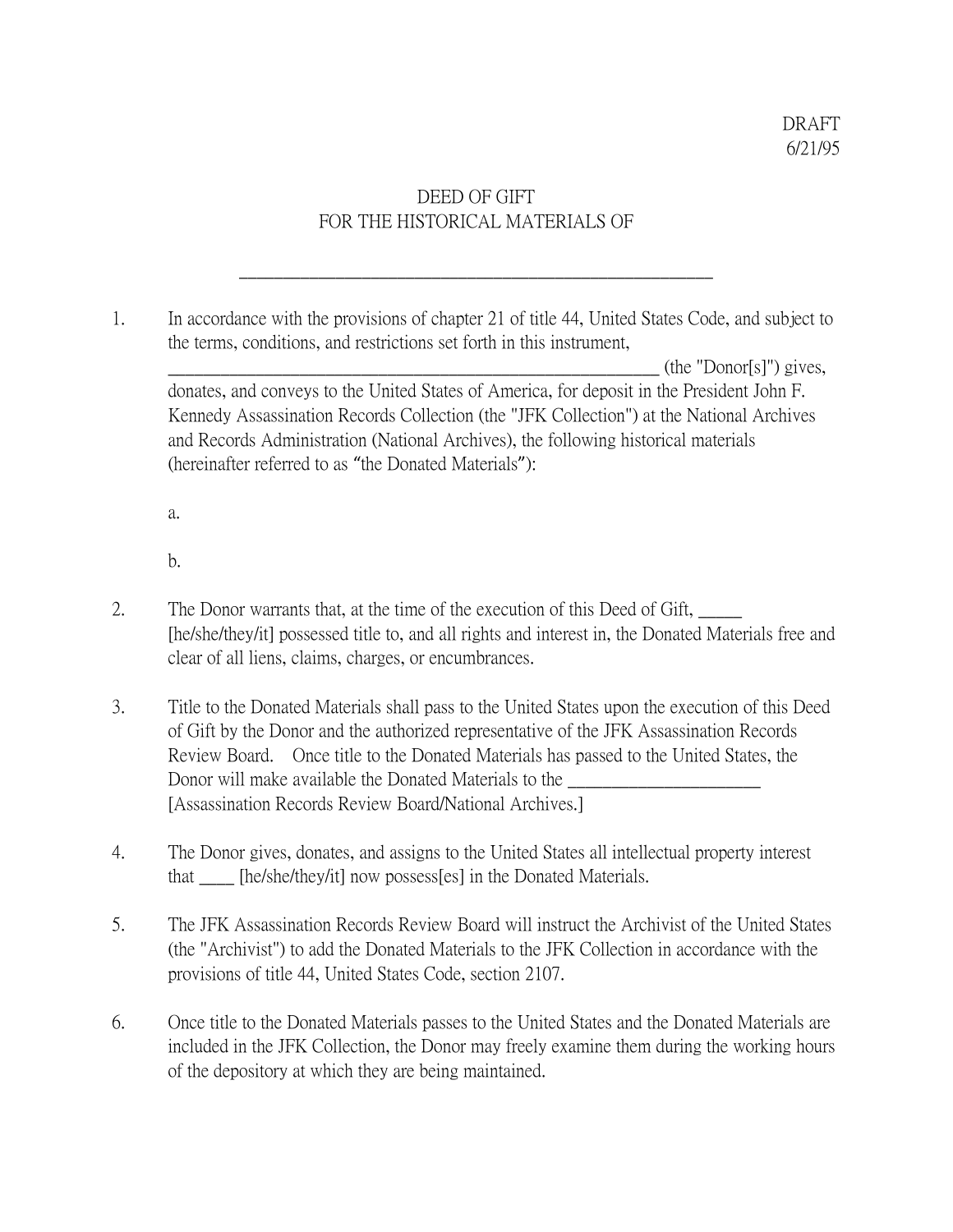DRAFT
6/21/95

# DEED OF GIFT
# FOR THE HISTORICAL MATERIALS OF

______________________________________________________

1. In accordance with the provisions of chapter 21 of title 44, United States Code, and subject to the terms, conditions, and restrictions set forth in this instrument, ________________________________________________________ (the "Donor[s]") gives, donates, and conveys to the United States of America, for deposit in the President John F. Kennedy Assassination Records Collection (the "JFK Collection") at the National Archives and Records Administration (National Archives), the following historical materials (hereinafter referred to as "the Donated Materials"):

   a.

   b.

2. The Donor warrants that, at the time of the execution of this Deed of Gift, _____ [he/she/they/it] possessed title to, and all rights and interest in, the Donated Materials free and clear of all liens, claims, charges, or encumbrances.

3. Title to the Donated Materials shall pass to the United States upon the execution of this Deed of Gift by the Donor and the authorized representative of the JFK Assassination Records Review Board. Once title to the Donated Materials has passed to the United States, the Donor will make available the Donated Materials to the ______________________ [Assassination Records Review Board/National Archives.]

4. The Donor gives, donates, and assigns to the United States all intellectual property interest that ____ [he/she/they/it] now possess[es] in the Donated Materials.

5. The JFK Assassination Records Review Board will instruct the Archivist of the United States (the "Archivist") to add the Donated Materials to the JFK Collection in accordance with the provisions of title 44, United States Code, section 2107.

6. Once title to the Donated Materials passes to the United States and the Donated Materials are included in the JFK Collection, the Donor may freely examine them during the working hours of the depository at which they are being maintained.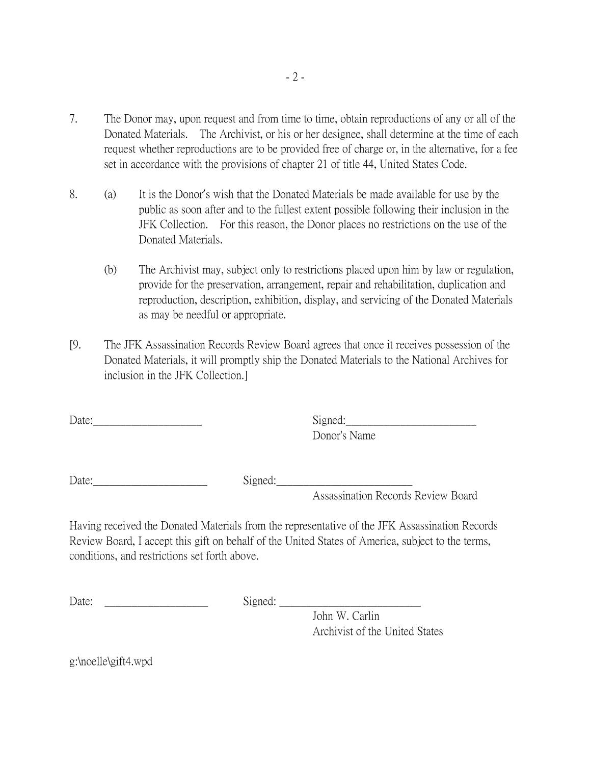7. The Donor may, upon request and from time to time, obtain reproductions of any or all of the Donated Materials. The Archivist, or his or her designee, shall determine at the time of each request whether reproductions are to be provided free of charge or, in the alternative, for a fee set in accordance with the provisions of chapter 21 of title 44, United States Code.

8. (a) It is the Donor's wish that the Donated Materials be made available for use by the public as soon after and to the fullest extent possible following their inclusion in the JFK Collection. For this reason, the Donor places no restrictions on the use of the Donated Materials.

   (b) The Archivist may, subject only to restrictions placed upon him by law or regulation, provide for the preservation, arrangement, repair and rehabilitation, duplication and reproduction, description, exhibition, display, and servicing of the Donated Materials as may be needful or appropriate.

[9. The JFK Assassination Records Review Board agrees that once it receives possession of the Donated Materials, it will promptly ship the Donated Materials to the National Archives for inclusion in the JFK Collection.]

Date:____________________ Signed:________________________
Donor's Name

Date:_____________________ Signed:_________________________
Assassination Records Review Board

Having received the Donated Materials from the representative of the JFK Assassination Records Review Board, I accept this gift on behalf of the United States of America, subject to the terms, conditions, and restrictions set forth above.

Date: ___________________ Signed: __________________________
John W. Carlin
Archivist of the United States

g:\noelle\gift4.wpd